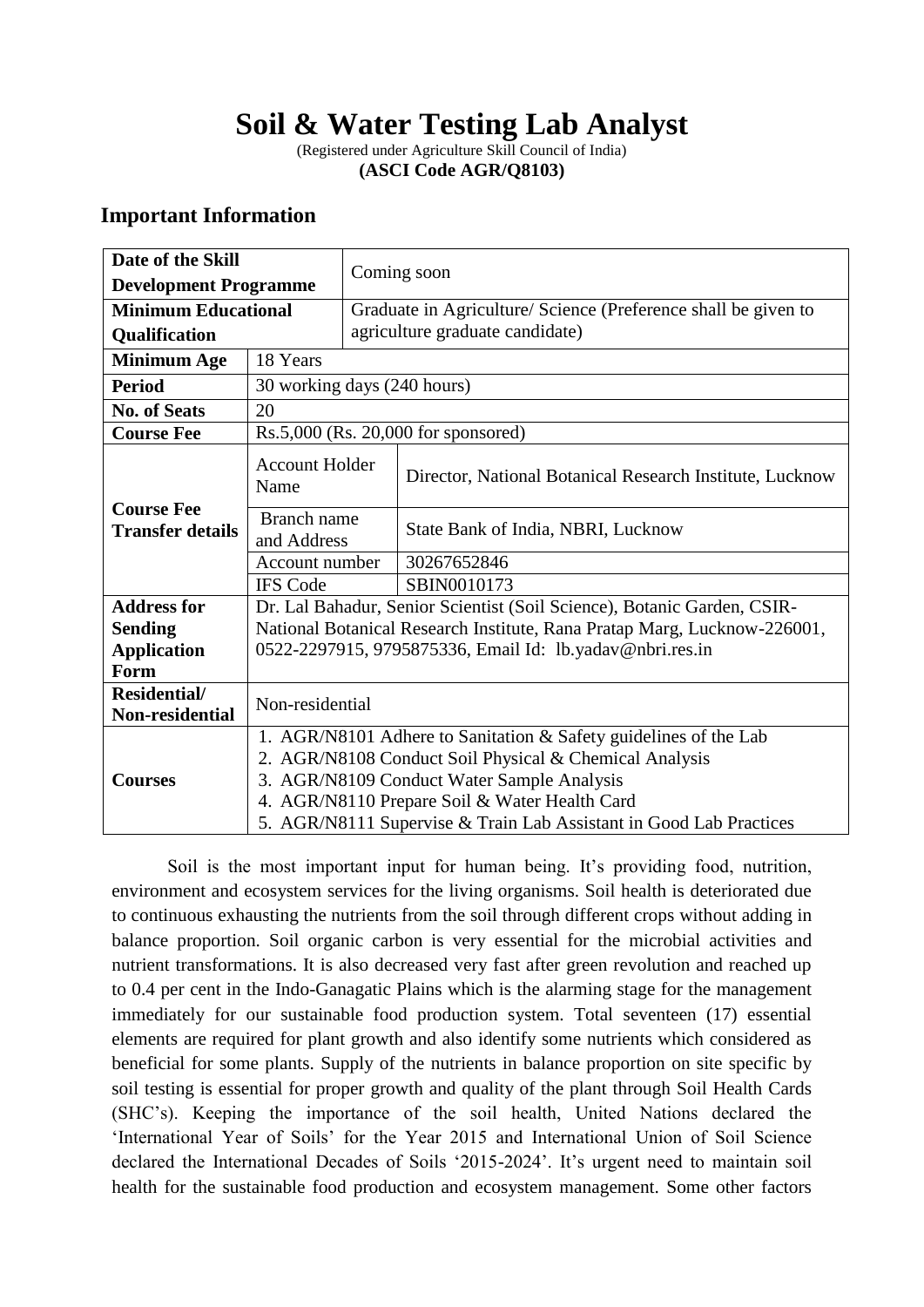# Soil & Water Testing Lab Analyst

(Registered under Agriculture Skill Council of India)

**(ASCI Code AGR/Q8103)**

## Important Information

| | | |
|---|---|---|
| **Date of the Skill Development Programme** | Coming soon | |
| **Minimum Educational Qualification** | Graduate in Agriculture/ Science (Preference shall be given to agriculture graduate candidate) | |
| **Minimum Age** | 18 Years | |
| **Period** | 30 working days (240 hours) | |
| **No. of Seats** | 20 | |
| **Course Fee** | Rs.5,000 (Rs. 20,000 for sponsored) | |
| **Course Fee Transfer details** | Account Holder Name | Director, National Botanical Research Institute, Lucknow |
| | Branch name and Address | State Bank of India, NBRI, Lucknow |
| | Account number | 30267652846 |
| | IFS Code | SBIN0010173 |
| **Address for Sending Application Form** | Dr. Lal Bahadur, Senior Scientist (Soil Science), Botanic Garden, CSIR-National Botanical Research Institute, Rana Pratap Marg, Lucknow-226001, 0522-2297915, 9795875336, Email Id: lb.yadav@nbri.res.in | |
| **Residential/ Non-residential** | Non-residential | |
| **Courses** | 1. AGR/N8101 Adhere to Sanitation & Safety guidelines of the Lab<br>2. AGR/N8108 Conduct Soil Physical & Chemical Analysis<br>3. AGR/N8109 Conduct Water Sample Analysis<br>4. AGR/N8110 Prepare Soil & Water Health Card<br>5. AGR/N8111 Supervise & Train Lab Assistant in Good Lab Practices | |

Soil is the most important input for human being. It's providing food, nutrition, environment and ecosystem services for the living organisms. Soil health is deteriorated due to continuous exhausting the nutrients from the soil through different crops without adding in balance proportion. Soil organic carbon is very essential for the microbial activities and nutrient transformations. It is also decreased very fast after green revolution and reached up to 0.4 per cent in the Indo-Ganagatic Plains which is the alarming stage for the management immediately for our sustainable food production system. Total seventeen (17) essential elements are required for plant growth and also identify some nutrients which considered as beneficial for some plants. Supply of the nutrients in balance proportion on site specific by soil testing is essential for proper growth and quality of the plant through Soil Health Cards (SHC's). Keeping the importance of the soil health, United Nations declared the 'International Year of Soils' for the Year 2015 and International Union of Soil Science declared the International Decades of Soils '2015-2024'. It's urgent need to maintain soil health for the sustainable food production and ecosystem management. Some other factors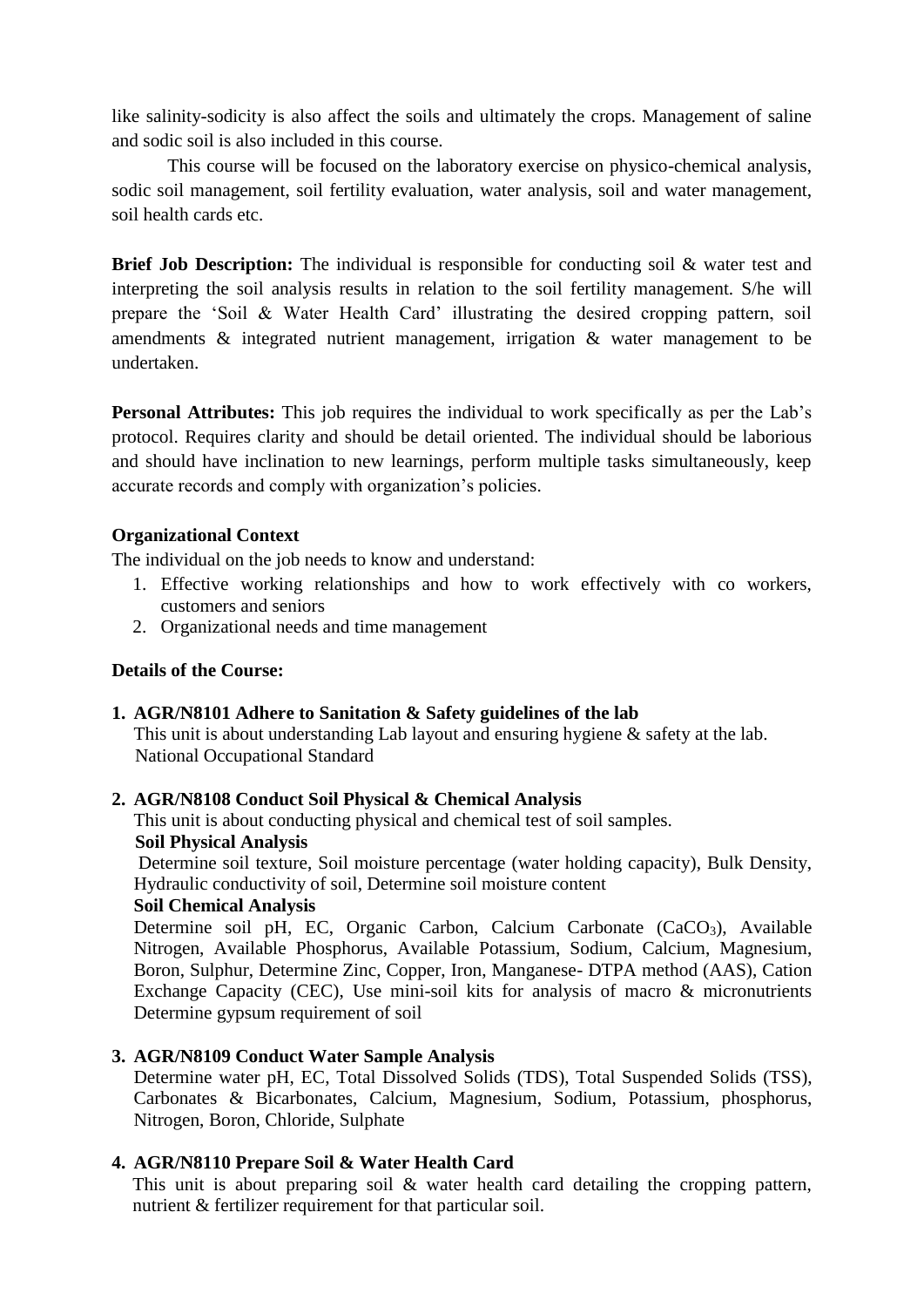like salinity-sodicity is also affect the soils and ultimately the crops. Management of saline and sodic soil is also included in this course.

This course will be focused on the laboratory exercise on physico-chemical analysis, sodic soil management, soil fertility evaluation, water analysis, soil and water management, soil health cards etc.

**Brief Job Description:** The individual is responsible for conducting soil & water test and interpreting the soil analysis results in relation to the soil fertility management. S/he will prepare the 'Soil & Water Health Card' illustrating the desired cropping pattern, soil amendments & integrated nutrient management, irrigation & water management to be undertaken.

**Personal Attributes:** This job requires the individual to work specifically as per the Lab's protocol. Requires clarity and should be detail oriented. The individual should be laborious and should have inclination to new learnings, perform multiple tasks simultaneously, keep accurate records and comply with organization's policies.

**Organizational Context**

The individual on the job needs to know and understand:

1. Effective working relationships and how to work effectively with co workers, customers and seniors
2. Organizational needs and time management

**Details of the Course:**

1. **AGR/N8101 Adhere to Sanitation & Safety guidelines of the lab**
   This unit is about understanding Lab layout and ensuring hygiene & safety at the lab. National Occupational Standard

2. **AGR/N8108 Conduct Soil Physical & Chemical Analysis**
   This unit is about conducting physical and chemical test of soil samples.
   **Soil Physical Analysis**
   Determine soil texture, Soil moisture percentage (water holding capacity), Bulk Density, Hydraulic conductivity of soil, Determine soil moisture content
   **Soil Chemical Analysis**
   Determine soil pH, EC, Organic Carbon, Calcium Carbonate ($CaCO_3$), Available Nitrogen, Available Phosphorus, Available Potassium, Sodium, Calcium, Magnesium, Boron, Sulphur, Determine Zinc, Copper, Iron, Manganese- DTPA method (AAS), Cation Exchange Capacity (CEC), Use mini-soil kits for analysis of macro & micronutrients Determine gypsum requirement of soil

3. **AGR/N8109 Conduct Water Sample Analysis**
   Determine water pH, EC, Total Dissolved Solids (TDS), Total Suspended Solids (TSS), Carbonates & Bicarbonates, Calcium, Magnesium, Sodium, Potassium, phosphorus, Nitrogen, Boron, Chloride, Sulphate

4. **AGR/N8110 Prepare Soil & Water Health Card**
   This unit is about preparing soil & water health card detailing the cropping pattern, nutrient & fertilizer requirement for that particular soil.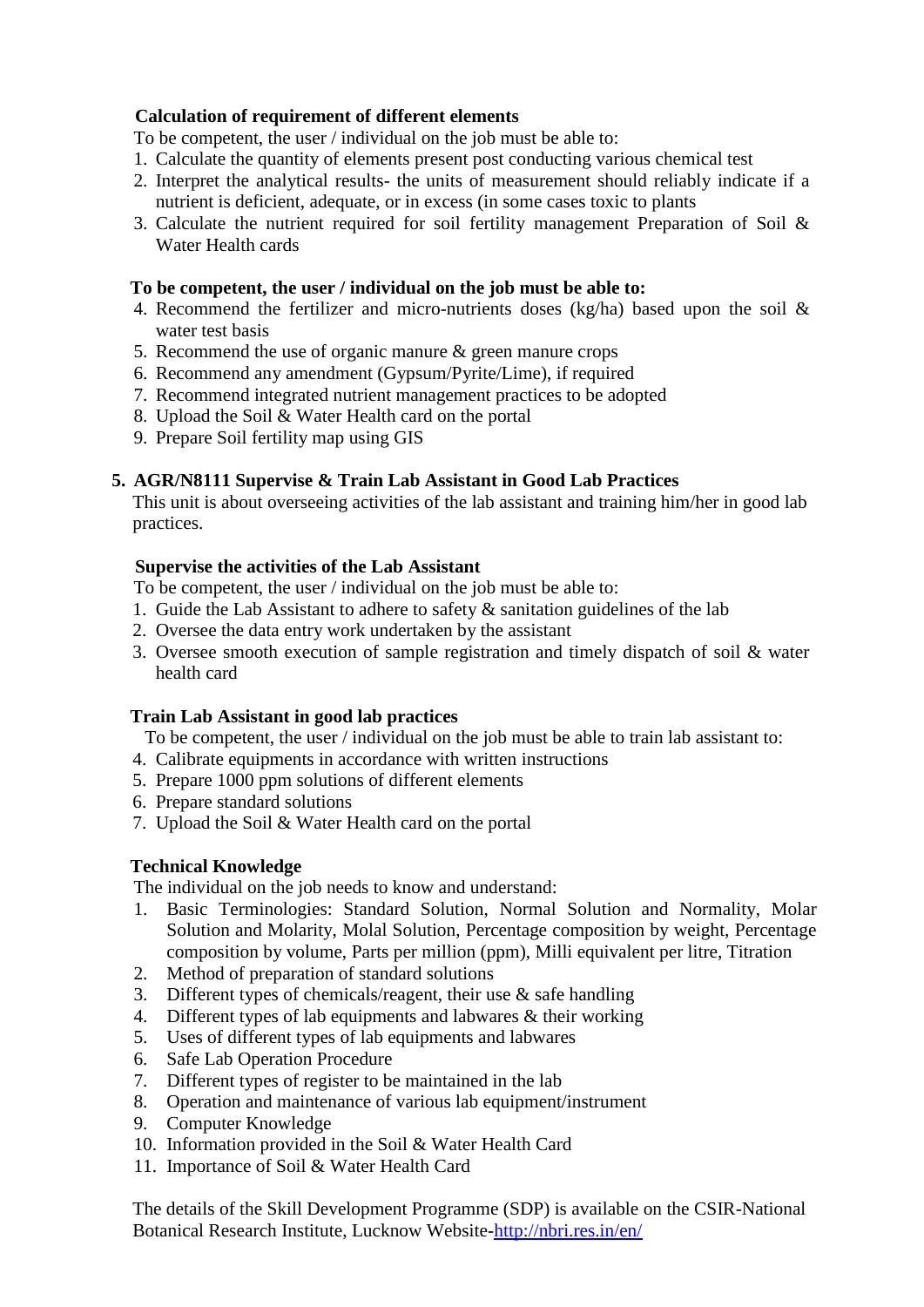**Calculation of requirement of different elements**

To be competent, the user / individual on the job must be able to:

1. Calculate the quantity of elements present post conducting various chemical test
2. Interpret the analytical results- the units of measurement should reliably indicate if a nutrient is deficient, adequate, or in excess (in some cases toxic to plants
3. Calculate the nutrient required for soil fertility management Preparation of Soil & Water Health cards

**To be competent, the user / individual on the job must be able to:**

4. Recommend the fertilizer and micro-nutrients doses (kg/ha) based upon the soil & water test basis
5. Recommend the use of organic manure & green manure crops
6. Recommend any amendment (Gypsum/Pyrite/Lime), if required
7. Recommend integrated nutrient management practices to be adopted
8. Upload the Soil & Water Health card on the portal
9. Prepare Soil fertility map using GIS

**5. AGR/N8111 Supervise & Train Lab Assistant in Good Lab Practices**

This unit is about overseeing activities of the lab assistant and training him/her in good lab practices.

**Supervise the activities of the Lab Assistant**

To be competent, the user / individual on the job must be able to:

1. Guide the Lab Assistant to adhere to safety & sanitation guidelines of the lab
2. Oversee the data entry work undertaken by the assistant
3. Oversee smooth execution of sample registration and timely dispatch of soil & water health card

**Train Lab Assistant in good lab practices**

To be competent, the user / individual on the job must be able to train lab assistant to:

4. Calibrate equipments in accordance with written instructions
5. Prepare 1000 ppm solutions of different elements
6. Prepare standard solutions
7. Upload the Soil & Water Health card on the portal

**Technical Knowledge**

The individual on the job needs to know and understand:

1. Basic Terminologies: Standard Solution, Normal Solution and Normality, Molar Solution and Molarity, Molal Solution, Percentage composition by weight, Percentage composition by volume, Parts per million (ppm), Milli equivalent per litre, Titration
2. Method of preparation of standard solutions
3. Different types of chemicals/reagent, their use & safe handling
4. Different types of lab equipments and labwares & their working
5. Uses of different types of lab equipments and labwares
6. Safe Lab Operation Procedure
7. Different types of register to be maintained in the lab
8. Operation and maintenance of various lab equipment/instrument
9. Computer Knowledge
10. Information provided in the Soil & Water Health Card
11. Importance of Soil & Water Health Card

The details of the Skill Development Programme (SDP) is available on the CSIR-National Botanical Research Institute, Lucknow Website-[http://nbri.res.in/en/](http://nbri.res.in/en/)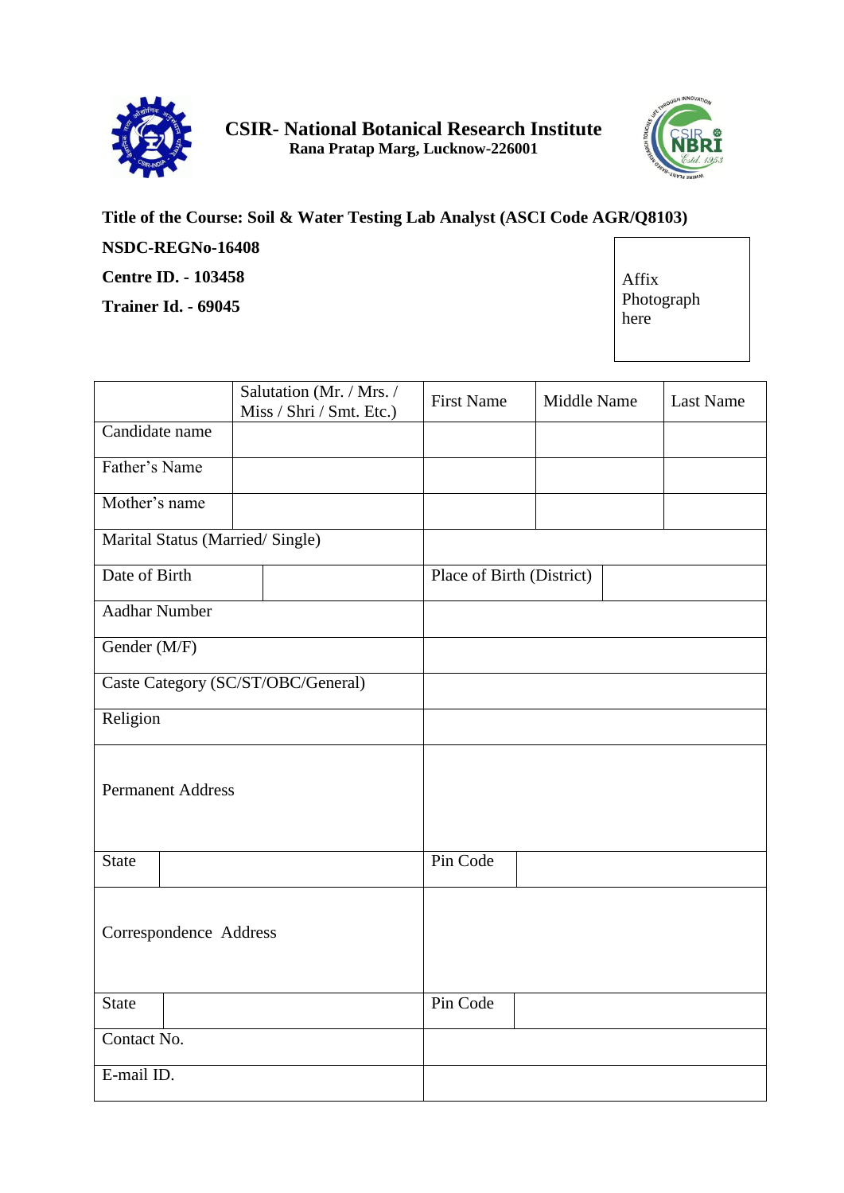# CSIR- National Botanical Research Institute

**Rana Pratap Marg, Lucknow-226001**

**Title of the Course: Soil & Water Testing Lab Analyst (ASCI Code AGR/Q8103)**

**NSDC-REGNo-16408**

**Centre ID. - 103458**

**Trainer Id. - 69045**

Affix Photograph here

| | Salutation (Mr. / Mrs. / Miss / Shri / Smt. Etc.) | First Name | Middle Name | Last Name |
|---|---|---|---|---|
| Candidate name | | | | |
| Father's Name | | | | |
| Mother's name | | | | |

| | | | |
|---|---|---|---|
| Marital Status (Married/ Single) | | | |
| Date of Birth | | Place of Birth (District) | |
| Aadhar Number | | | |
| Gender (M/F) | | | |
| Caste Category (SC/ST/OBC/General) | | | |
| Religion | | | |
| Permanent Address | | | |
| State | | Pin Code | |
| Correspondence Address | | | |
| State | | Pin Code | |
| Contact No. | | | |
| E-mail ID. | | | |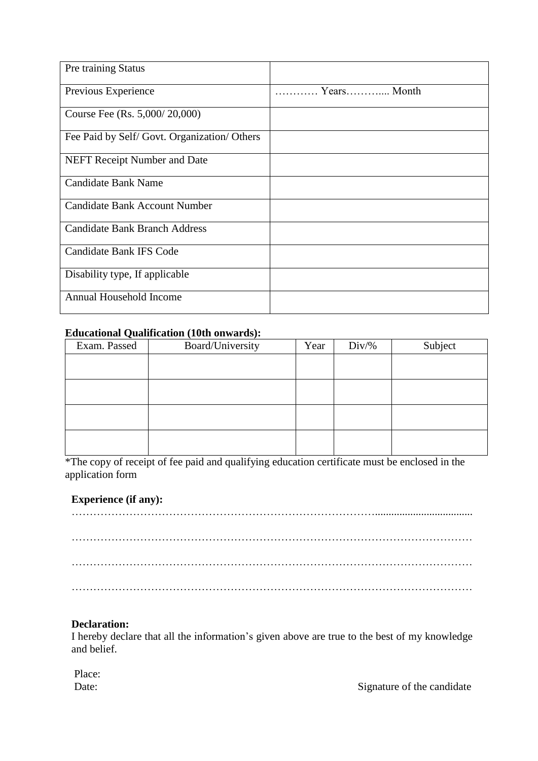| | |
|---|---|
| Pre training Status | |
| Previous Experience | ………… Years……….... Month |
| Course Fee (Rs. 5,000/ 20,000) | |
| Fee Paid by Self/ Govt. Organization/ Others | |
| NEFT Receipt Number and Date | |
| Candidate Bank Name | |
| Candidate Bank Account Number | |
| Candidate Bank Branch Address | |
| Candidate Bank IFS Code | |
| Disability type, If applicable | |
| Annual Household Income | |

**Educational Qualification (10th onwards):**

| Exam. Passed | Board/University | Year | Div/% | Subject |
|---|---|---|---|---|
| | | | | |
| | | | | |
| | | | | |
| | | | | |

*The copy of receipt of fee paid and qualifying education certificate must be enclosed in the application form

**Experience (if any):**

……………………………………………………………………………………………

……………………………………………………………………………………………

……………………………………………………………………………………………

……………………………………………………………………………………………

**Declaration:**
I hereby declare that all the information's given above are true to the best of my knowledge and belief.

Place:
Date: Signature of the candidate